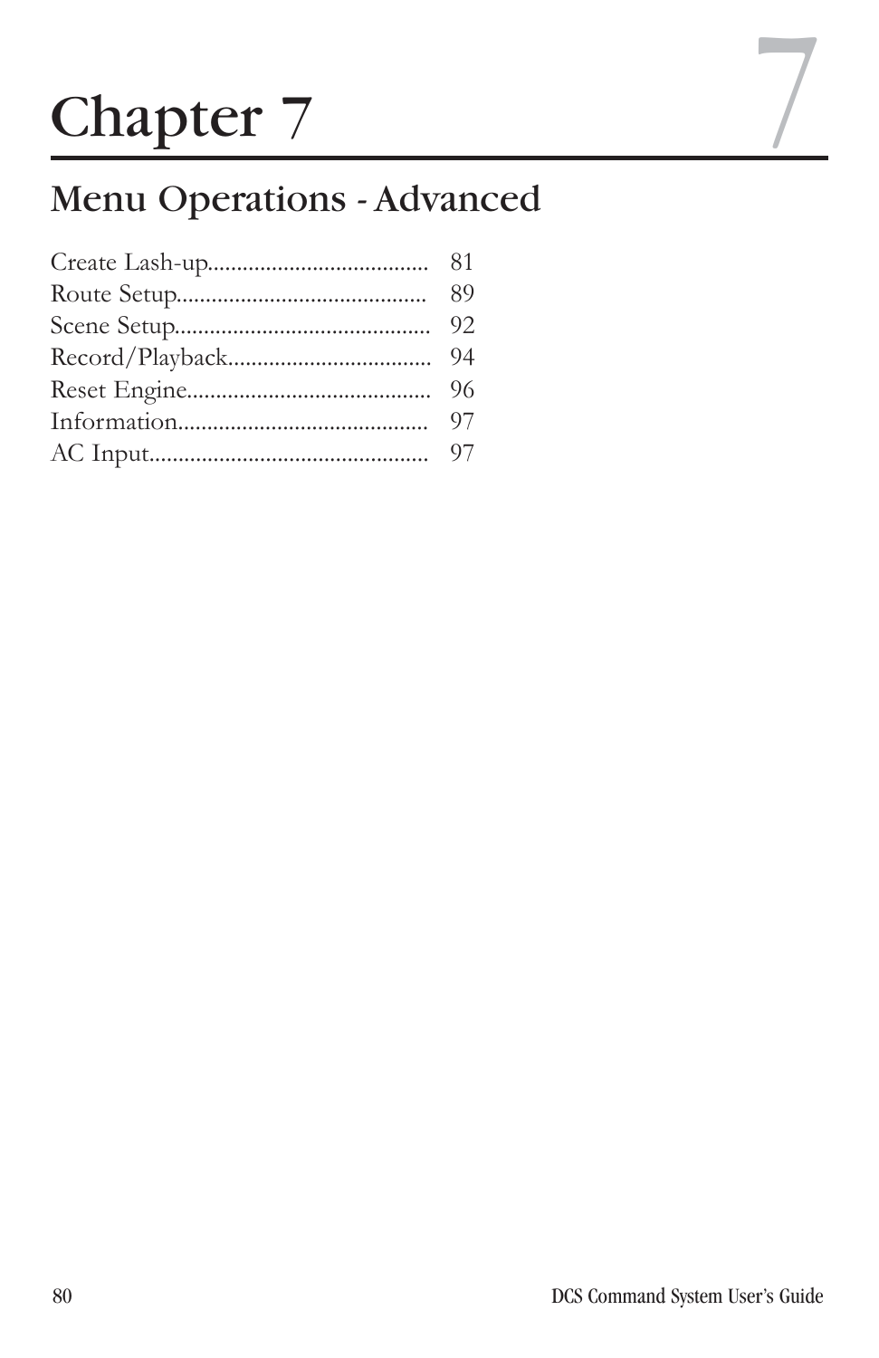# Chapter 7

## Menu Operations - Advanced

Create Lash-up...................................... 81
Route Setup.......................................... 89
Scene Setup............................................ 92
Record/Playback.................................. 94
Reset Engine......................................... 96
Information.......................................... 97
AC Input................................................ 97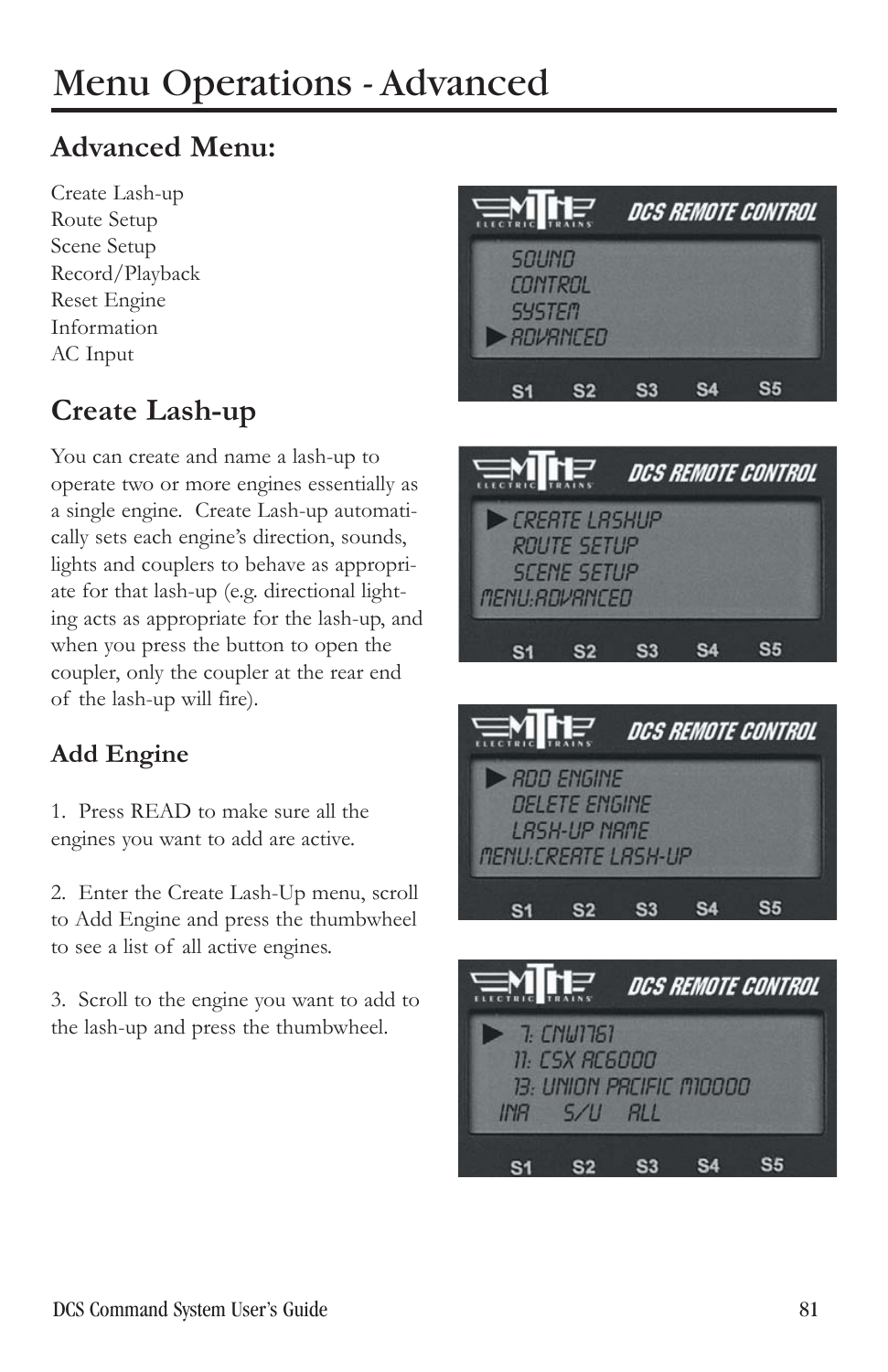# Menu Operations - Advanced

## Advanced Menu:

Create Lash-up
Route Setup
Scene Setup
Record/Playback
Reset Engine
Information
AC Input

## Create Lash-up

You can create and name a lash-up to operate two or more engines essentially as a single engine. Create Lash-up automatically sets each engine's direction, sounds, lights and couplers to behave as appropriate for that lash-up (e.g. directional lighting acts as appropriate for the lash-up, and when you press the button to open the coupler, only the coupler at the rear end of the lash-up will fire).

### Add Engine

1. Press READ to make sure all the engines you want to add are active.

2. Enter the Create Lash-Up menu, scroll to Add Engine and press the thumbwheel to see a list of all active engines.

3. Scroll to the engine you want to add to the lash-up and press the thumbwheel.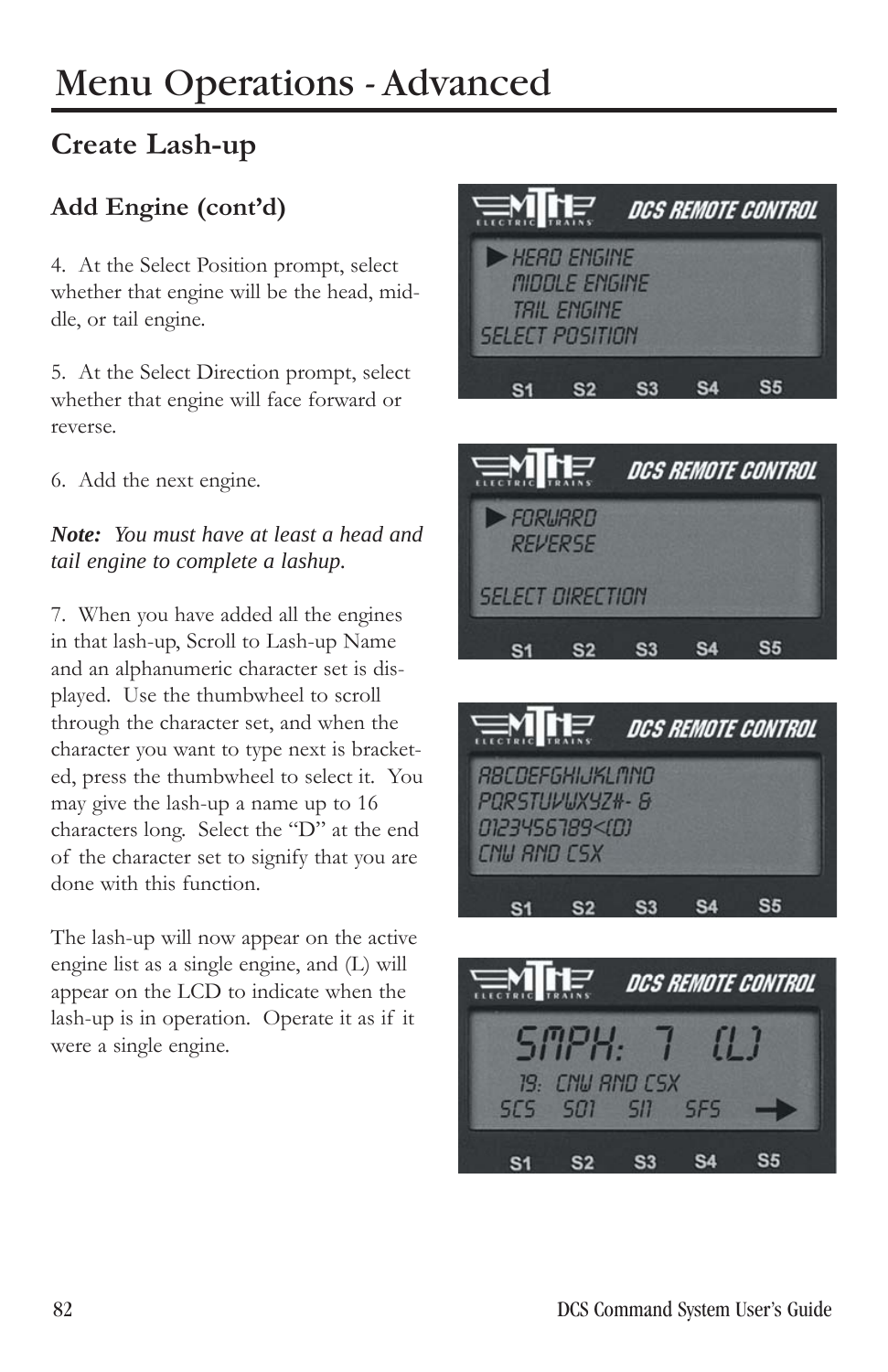# Menu Operations - Advanced

## Create Lash-up

### Add Engine (cont'd)

4. At the Select Position prompt, select whether that engine will be the head, middle, or tail engine.

5. At the Select Direction prompt, select whether that engine will face forward or reverse.

6. Add the next engine.

***Note:*** *You must have at least a head and tail engine to complete a lashup.*

7. When you have added all the engines in that lash-up, Scroll to Lash-up Name and an alphanumeric character set is displayed. Use the thumbwheel to scroll through the character set, and when the character you want to type next is bracketed, press the thumbwheel to select it. You may give the lash-up a name up to 16 characters long. Select the "D" at the end of the character set to signify that you are done with this function.

The lash-up will now appear on the active engine list as a single engine, and (L) will appear on the LCD to indicate when the lash-up is in operation. Operate it as if it were a single engine.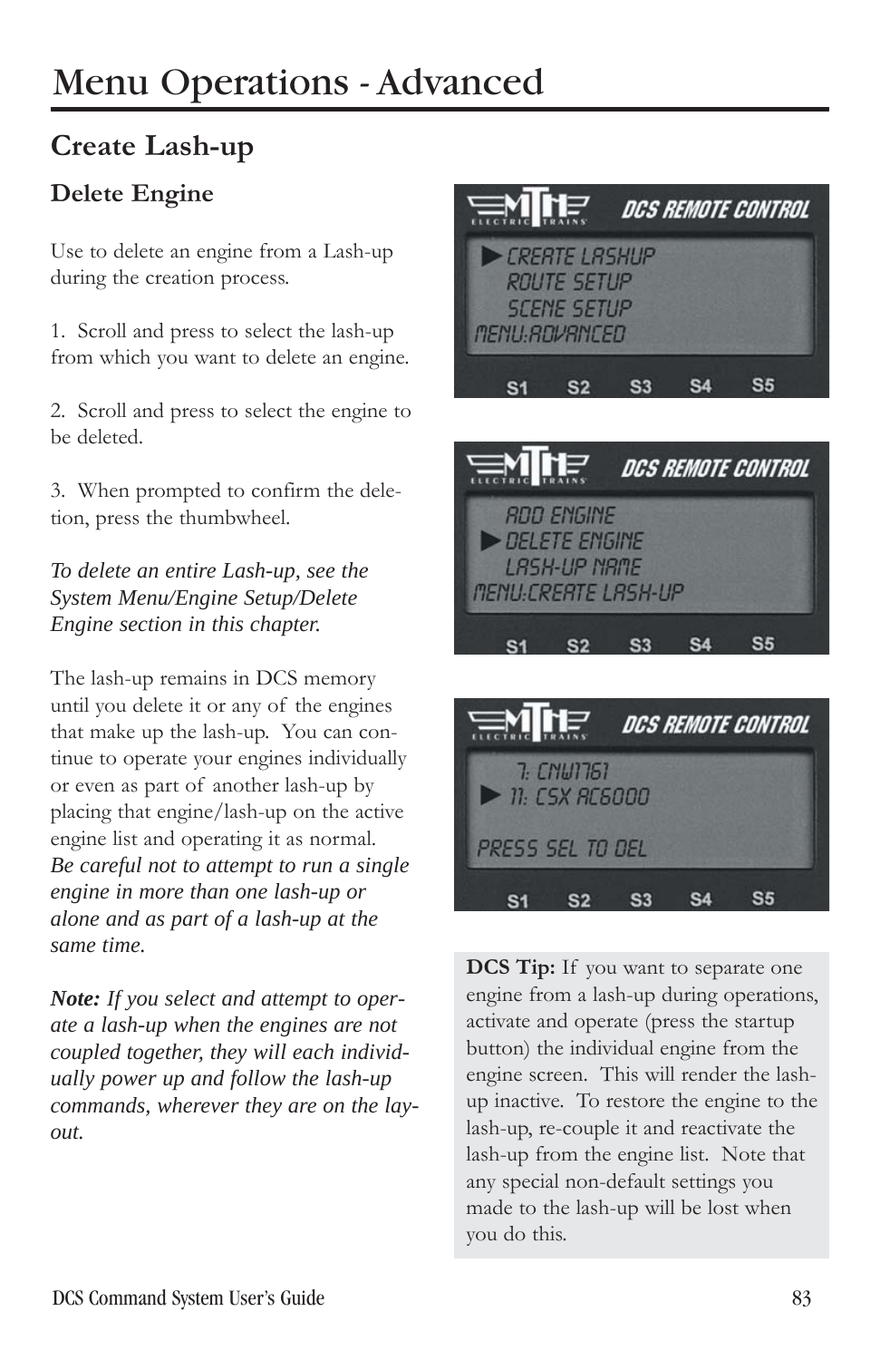# Menu Operations - Advanced

## Create Lash-up

### Delete Engine

Use to delete an engine from a Lash-up during the creation process.

1. Scroll and press to select the lash-up from which you want to delete an engine.

2. Scroll and press to select the engine to be deleted.

3. When prompted to confirm the deletion, press the thumbwheel.

*To delete an entire Lash-up, see the System Menu/Engine Setup/Delete Engine section in this chapter.*

The lash-up remains in DCS memory until you delete it or any of the engines that make up the lash-up. You can continue to operate your engines individually or even as part of another lash-up by placing that engine/lash-up on the active engine list and operating it as normal. *Be careful not to attempt to run a single engine in more than one lash-up or alone and as part of a lash-up at the same time.*

***Note:*** *If you select and attempt to operate a lash-up when the engines are not coupled together, they will each individually power up and follow the lash-up commands, wherever they are on the layout.*

**DCS Tip:** If you want to separate one engine from a lash-up during operations, activate and operate (press the startup button) the individual engine from the engine screen. This will render the lash-up inactive. To restore the engine to the lash-up, re-couple it and reactivate the lash-up from the engine list. Note that any special non-default settings you made to the lash-up will be lost when you do this.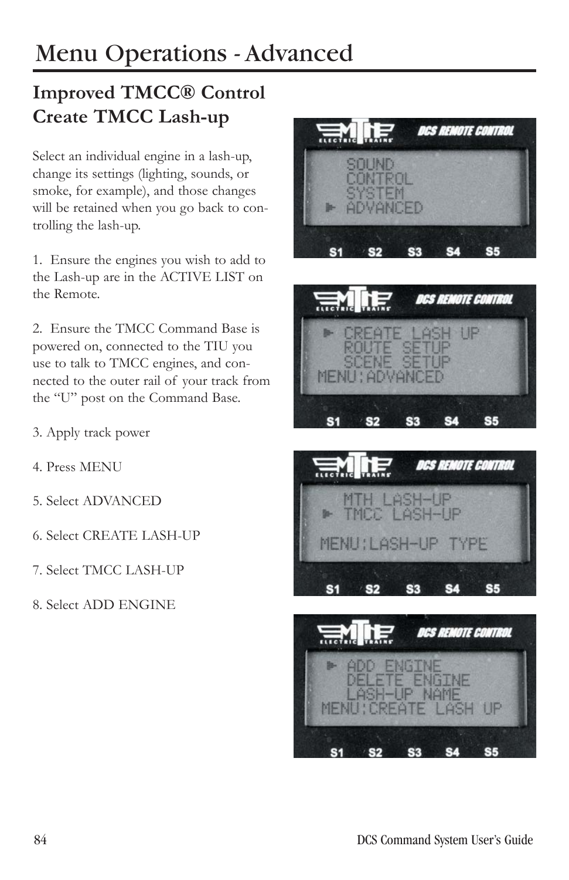# Menu Operations - Advanced

## Improved TMCC® Control Create TMCC Lash-up

Select an individual engine in a lash-up, change its settings (lighting, sounds, or smoke, for example), and those changes will be retained when you go back to controlling the lash-up.

1. Ensure the engines you wish to add to the Lash-up are in the ACTIVE LIST on the Remote.

2. Ensure the TMCC Command Base is powered on, connected to the TIU you use to talk to TMCC engines, and connected to the outer rail of your track from the "U" post on the Command Base.

3. Apply track power

4. Press MENU

5. Select ADVANCED

6. Select CREATE LASH-UP

7. Select TMCC LASH-UP

8. Select ADD ENGINE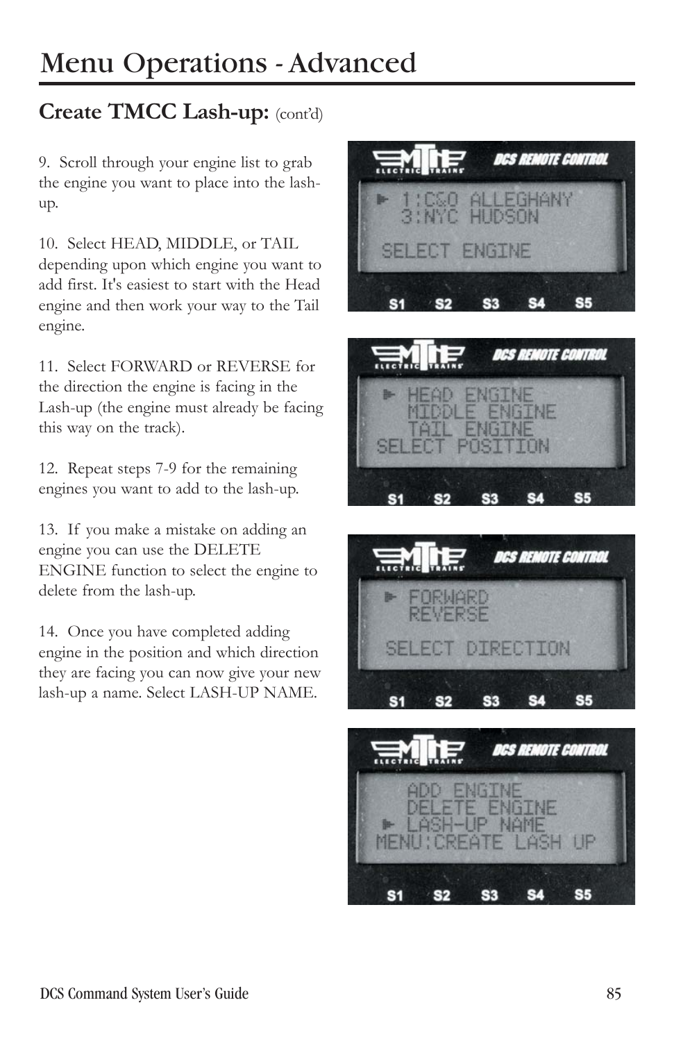# Menu Operations - Advanced

## Create TMCC Lash-up: (cont'd)

9. Scroll through your engine list to grab the engine you want to place into the lash-up.

10. Select HEAD, MIDDLE, or TAIL depending upon which engine you want to add first. It's easiest to start with the Head engine and then work your way to the Tail engine.

11. Select FORWARD or REVERSE for the direction the engine is facing in the Lash-up (the engine must already be facing this way on the track).

12. Repeat steps 7-9 for the remaining engines you want to add to the lash-up.

13. If you make a mistake on adding an engine you can use the DELETE ENGINE function to select the engine to delete from the lash-up.

14. Once you have completed adding engine in the position and which direction they are facing you can now give your new lash-up a name. Select LASH-UP NAME.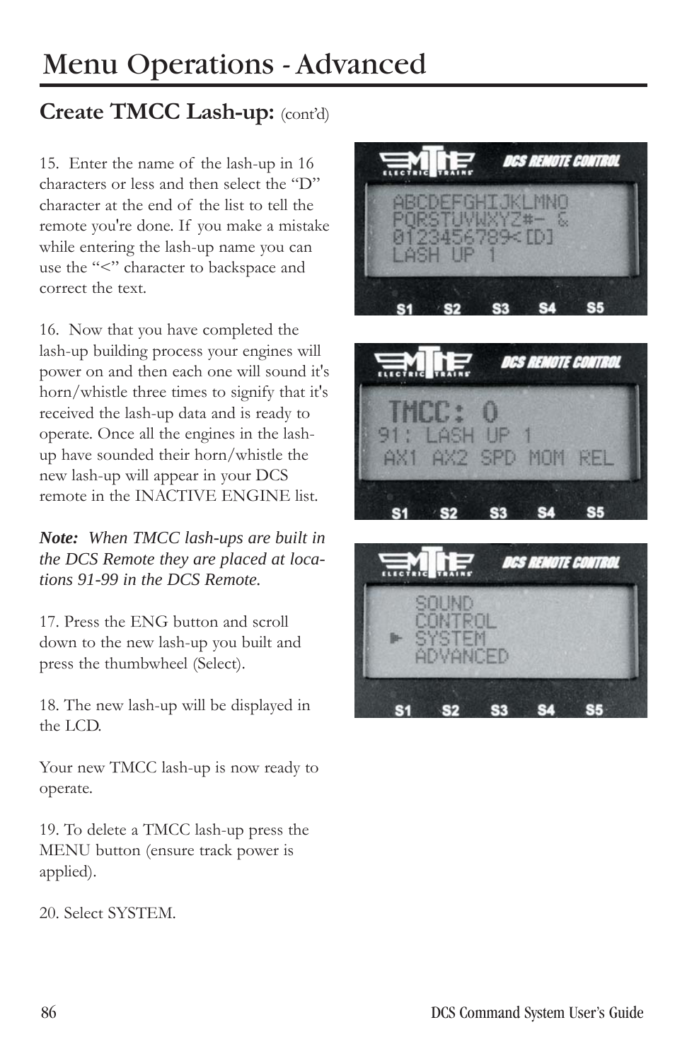# Menu Operations - Advanced

## Create TMCC Lash-up: (cont'd)

15. Enter the name of the lash-up in 16 characters or less and then select the "D" character at the end of the list to tell the remote you're done. If you make a mistake while entering the lash-up name you can use the "<" character to backspace and correct the text.

16. Now that you have completed the lash-up building process your engines will power on and then each one will sound it's horn/whistle three times to signify that it's received the lash-up data and is ready to operate. Once all the engines in the lash-up have sounded their horn/whistle the new lash-up will appear in your DCS remote in the INACTIVE ENGINE list.

***Note:** When TMCC lash-ups are built in the DCS Remote they are placed at locations 91-99 in the DCS Remote.*

17. Press the ENG button and scroll down to the new lash-up you built and press the thumbwheel (Select).

18. The new lash-up will be displayed in the LCD.

Your new TMCC lash-up is now ready to operate.

19. To delete a TMCC lash-up press the MENU button (ensure track power is applied).

20. Select SYSTEM.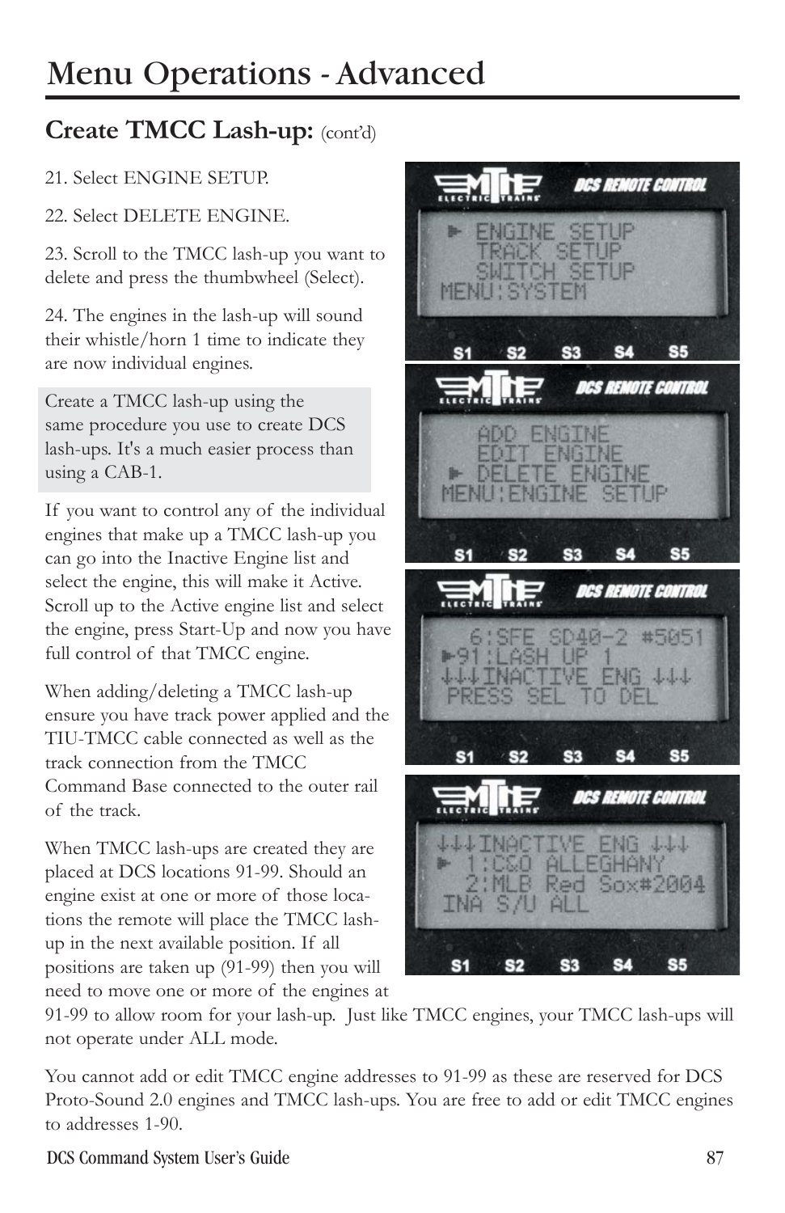# Menu Operations - Advanced

## Create TMCC Lash-up: (cont'd)

21. Select ENGINE SETUP.

22. Select DELETE ENGINE.

23. Scroll to the TMCC lash-up you want to delete and press the thumbwheel (Select).

24. The engines in the lash-up will sound their whistle/horn 1 time to indicate they are now individual engines.

Create a TMCC lash-up using the same procedure you use to create DCS lash-ups. It's a much easier process than using a CAB-1.

If you want to control any of the individual engines that make up a TMCC lash-up you can go into the Inactive Engine list and select the engine, this will make it Active. Scroll up to the Active engine list and select the engine, press Start-Up and now you have full control of that TMCC engine.

When adding/deleting a TMCC lash-up ensure you have track power applied and the TIU-TMCC cable connected as well as the track connection from the TMCC Command Base connected to the outer rail of the track.

When TMCC lash-ups are created they are placed at DCS locations 91-99. Should an engine exist at one or more of those locations the remote will place the TMCC lash-up in the next available position. If all positions are taken up (91-99) then you will need to move one or more of the engines at 91-99 to allow room for your lash-up. Just like TMCC engines, your TMCC lash-ups will not operate under ALL mode.

You cannot add or edit TMCC engine addresses to 91-99 as these are reserved for DCS Proto-Sound 2.0 engines and TMCC lash-ups. You are free to add or edit TMCC engines to addresses 1-90.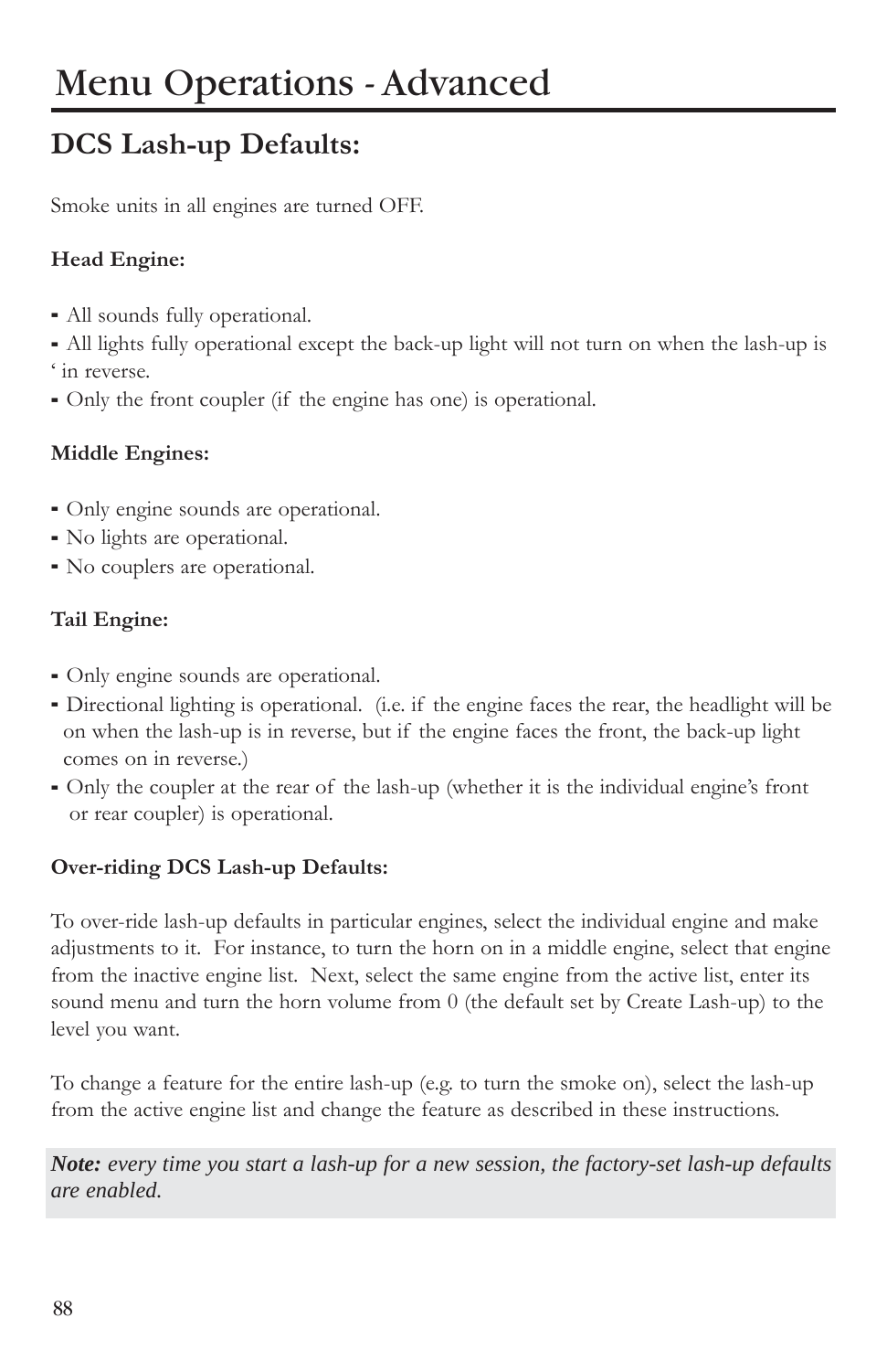# Menu Operations - Advanced

## DCS Lash-up Defaults:

Smoke units in all engines are turned OFF.

**Head Engine:**

- All sounds fully operational.
- All lights fully operational except the back-up light will not turn on when the lash-up is ' in reverse.
- Only the front coupler (if the engine has one) is operational.

**Middle Engines:**

- Only engine sounds are operational.
- No lights are operational.
- No couplers are operational.

**Tail Engine:**

- Only engine sounds are operational.
- Directional lighting is operational. (i.e. if the engine faces the rear, the headlight will be on when the lash-up is in reverse, but if the engine faces the front, the back-up light comes on in reverse.)
- Only the coupler at the rear of the lash-up (whether it is the individual engine's front or rear coupler) is operational.

**Over-riding DCS Lash-up Defaults:**

To over-ride lash-up defaults in particular engines, select the individual engine and make adjustments to it. For instance, to turn the horn on in a middle engine, select that engine from the inactive engine list. Next, select the same engine from the active list, enter its sound menu and turn the horn volume from 0 (the default set by Create Lash-up) to the level you want.

To change a feature for the entire lash-up (e.g. to turn the smoke on), select the lash-up from the active engine list and change the feature as described in these instructions.

***Note:*** *every time you start a lash-up for a new session, the factory-set lash-up defaults are enabled.*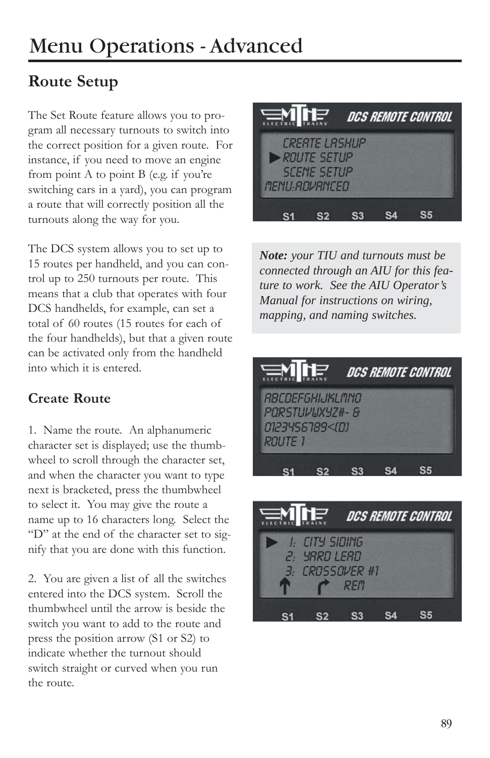# Menu Operations - Advanced

## Route Setup

The Set Route feature allows you to program all necessary turnouts to switch into the correct position for a given route. For instance, if you need to move an engine from point A to point B (e.g. if you're switching cars in a yard), you can program a route that will correctly position all the turnouts along the way for you.

The DCS system allows you to set up to 15 routes per handheld, and you can control up to 250 turnouts per route. This means that a club that operates with four DCS handhelds, for example, can set a total of 60 routes (15 routes for each of the four handhelds), but that a given route can be activated only from the handheld into which it is entered.

> ***Note:*** *your TIU and turnouts must be connected through an AIU for this feature to work. See the AIU Operator's Manual for instructions on wiring, mapping, and naming switches.*

### Create Route

1. Name the route. An alphanumeric character set is displayed; use the thumbwheel to scroll through the character set, and when the character you want to type next is bracketed, press the thumbwheel to select it. You may give the route a name up to 16 characters long. Select the "D" at the end of the character set to signify that you are done with this function.

2. You are given a list of all the switches entered into the DCS system. Scroll the thumbwheel until the arrow is beside the switch you want to add to the route and press the position arrow (S1 or S2) to indicate whether the turnout should switch straight or curved when you run the route.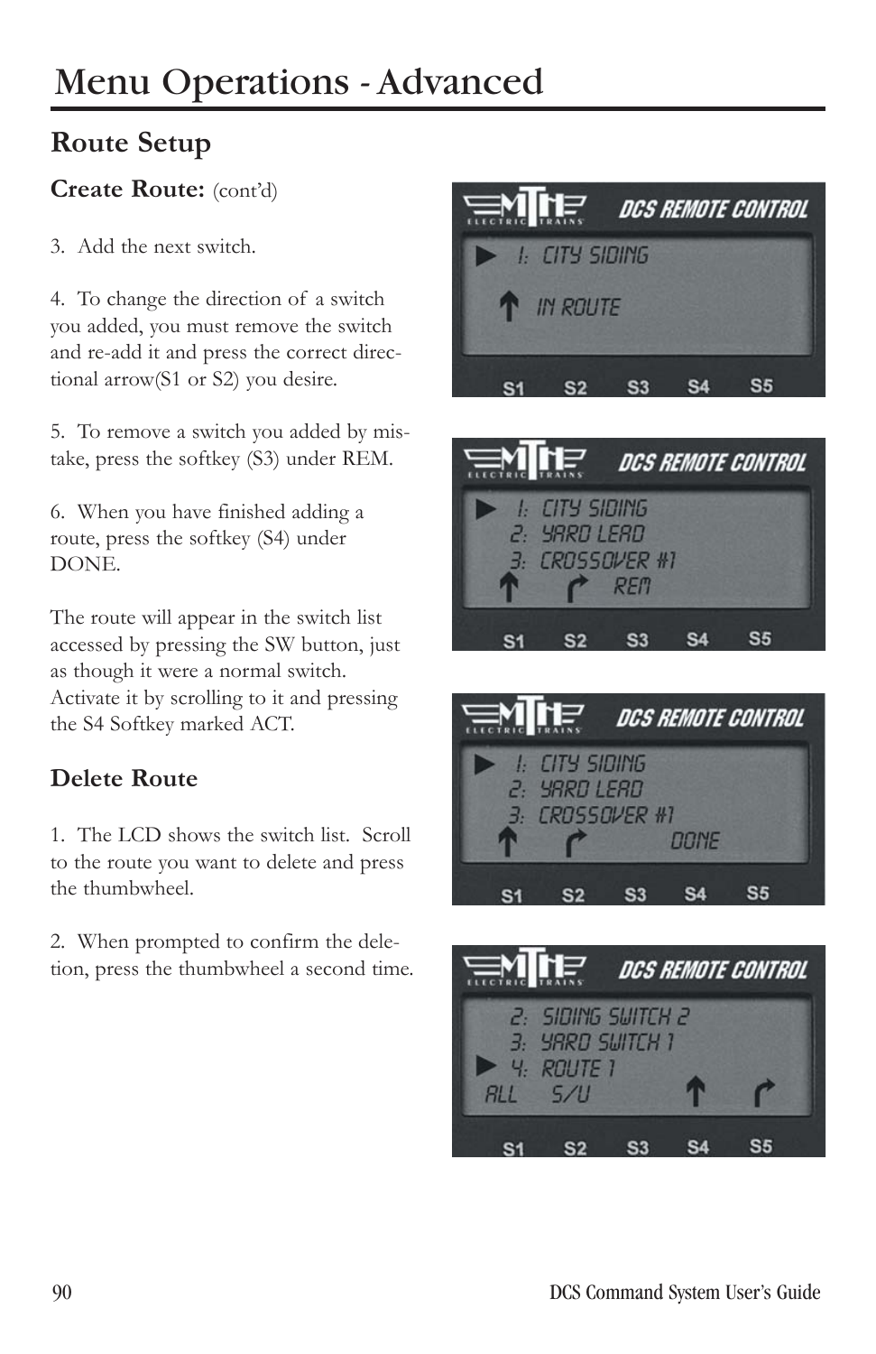# Menu Operations - Advanced

## Route Setup

### Create Route: (cont'd)

3. Add the next switch.

4. To change the direction of a switch you added, you must remove the switch and re-add it and press the correct directional arrow(S1 or S2) you desire.

5. To remove a switch you added by mistake, press the softkey (S3) under REM.

6. When you have finished adding a route, press the softkey (S4) under DONE.

The route will appear in the switch list accessed by pressing the SW button, just as though it were a normal switch. Activate it by scrolling to it and pressing the S4 Softkey marked ACT.

### Delete Route

1. The LCD shows the switch list. Scroll to the route you want to delete and press the thumbwheel.

2. When prompted to confirm the deletion, press the thumbwheel a second time.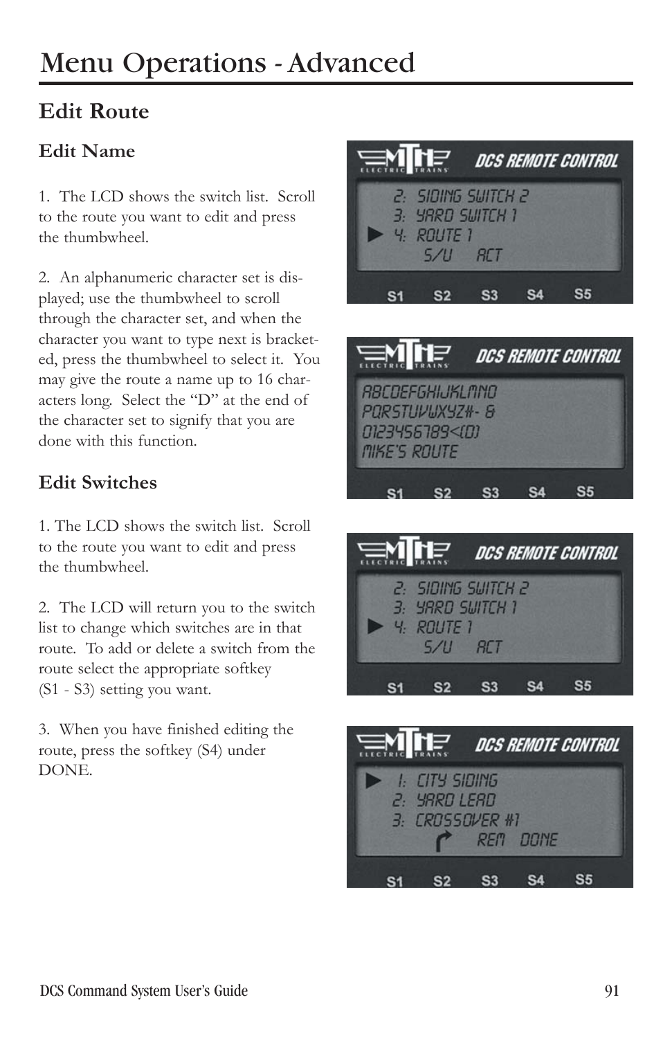# Menu Operations - Advanced

## Edit Route

### Edit Name

1. The LCD shows the switch list. Scroll to the route you want to edit and press the thumbwheel.

2. An alphanumeric character set is displayed; use the thumbwheel to scroll through the character set, and when the character you want to type next is bracketed, press the thumbwheel to select it. You may give the route a name up to 16 characters long. Select the "D" at the end of the character set to signify that you are done with this function.

### Edit Switches

1. The LCD shows the switch list. Scroll to the route you want to edit and press the thumbwheel.

2. The LCD will return you to the switch list to change which switches are in that route. To add or delete a switch from the route select the appropriate softkey (S1 - S3) setting you want.

3. When you have finished editing the route, press the softkey (S4) under DONE.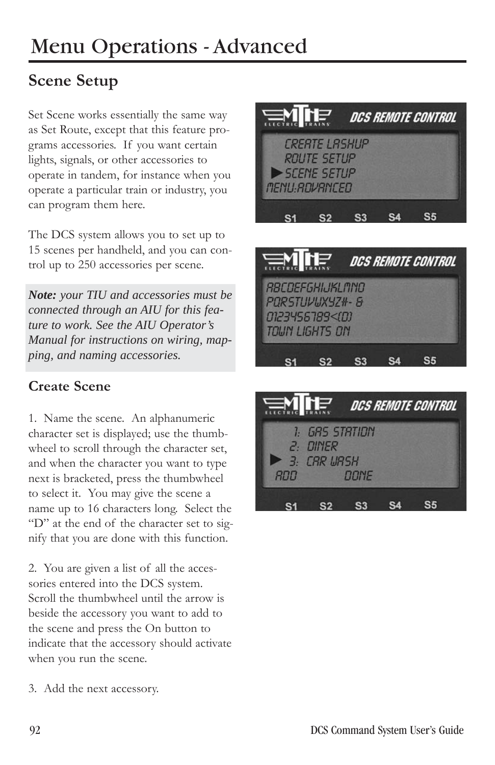# Menu Operations - Advanced

## Scene Setup

Set Scene works essentially the same way as Set Route, except that this feature programs accessories. If you want certain lights, signals, or other accessories to operate in tandem, for instance when you operate a particular train or industry, you can program them here.

The DCS system allows you to set up to 15 scenes per handheld, and you can control up to 250 accessories per scene.

***Note:*** *your TIU and accessories must be connected through an AIU for this feature to work. See the AIU Operator's Manual for instructions on wiring, mapping, and naming accessories.*

### Create Scene

1. Name the scene. An alphanumeric character set is displayed; use the thumbwheel to scroll through the character set, and when the character you want to type next is bracketed, press the thumbwheel to select it. You may give the scene a name up to 16 characters long. Select the "D" at the end of the character set to signify that you are done with this function.

2. You are given a list of all the accessories entered into the DCS system. Scroll the thumbwheel until the arrow is beside the accessory you want to add to the scene and press the On button to indicate that the accessory should activate when you run the scene.

3. Add the next accessory.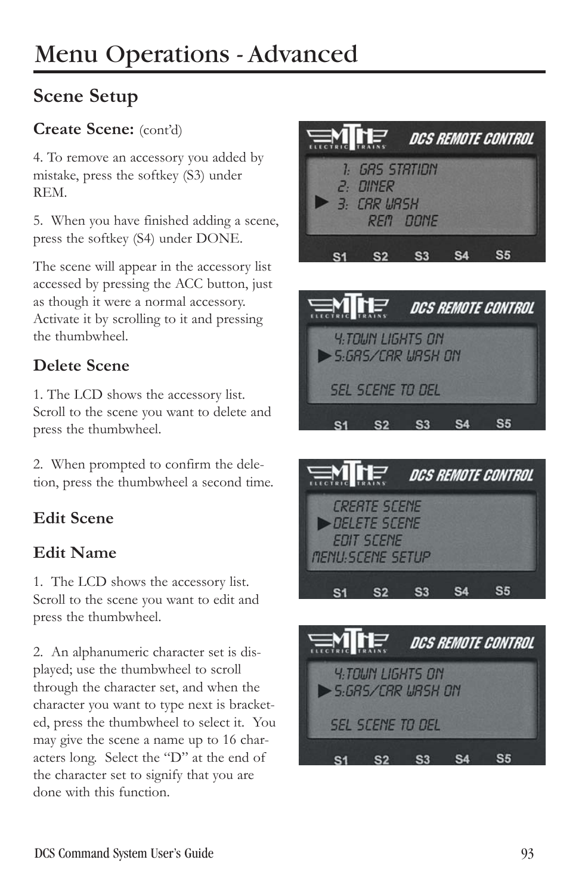# Menu Operations - Advanced

## Scene Setup

### Create Scene: (cont'd)

4. To remove an accessory you added by mistake, press the softkey (S3) under REM.

5. When you have finished adding a scene, press the softkey (S4) under DONE.

The scene will appear in the accessory list accessed by pressing the ACC button, just as though it were a normal accessory. Activate it by scrolling to it and pressing the thumbwheel.

### Delete Scene

1. The LCD shows the accessory list. Scroll to the scene you want to delete and press the thumbwheel.

2. When prompted to confirm the deletion, press the thumbwheel a second time.

### Edit Scene

### Edit Name

1. The LCD shows the accessory list. Scroll to the scene you want to edit and press the thumbwheel.

2. An alphanumeric character set is displayed; use the thumbwheel to scroll through the character set, and when the character you want to type next is bracketed, press the thumbwheel to select it. You may give the scene a name up to 16 characters long. Select the "D" at the end of the character set to signify that you are done with this function.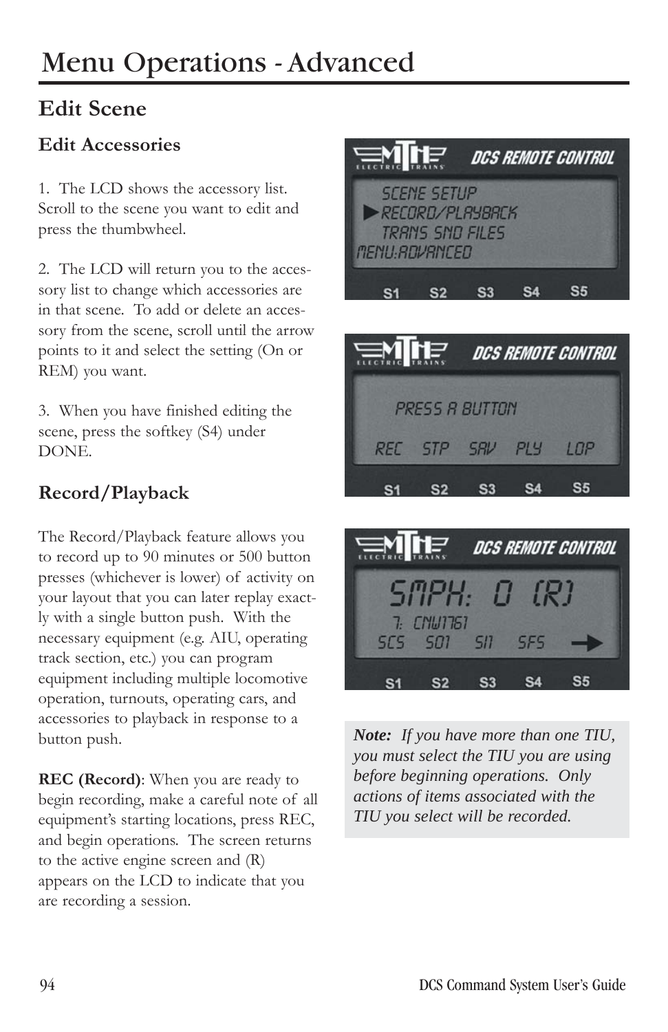# Menu Operations - Advanced

## Edit Scene

### Edit Accessories

1. The LCD shows the accessory list. Scroll to the scene you want to edit and press the thumbwheel.

2. The LCD will return you to the accessory list to change which accessories are in that scene. To add or delete an accessory from the scene, scroll until the arrow points to it and select the setting (On or REM) you want.

3. When you have finished editing the scene, press the softkey (S4) under DONE.

### Record/Playback

The Record/Playback feature allows you to record up to 90 minutes or 500 button presses (whichever is lower) of activity on your layout that you can later replay exactly with a single button push. With the necessary equipment (e.g. AIU, operating track section, etc.) you can program equipment including multiple locomotive operation, turnouts, operating cars, and accessories to playback in response to a button push.

**REC (Record)**: When you are ready to begin recording, make a careful note of all equipment's starting locations, press REC, and begin operations. The screen returns to the active engine screen and (R) appears on the LCD to indicate that you are recording a session.

***Note:*** *If you have more than one TIU, you must select the TIU you are using before beginning operations. Only actions of items associated with the TIU you select will be recorded.*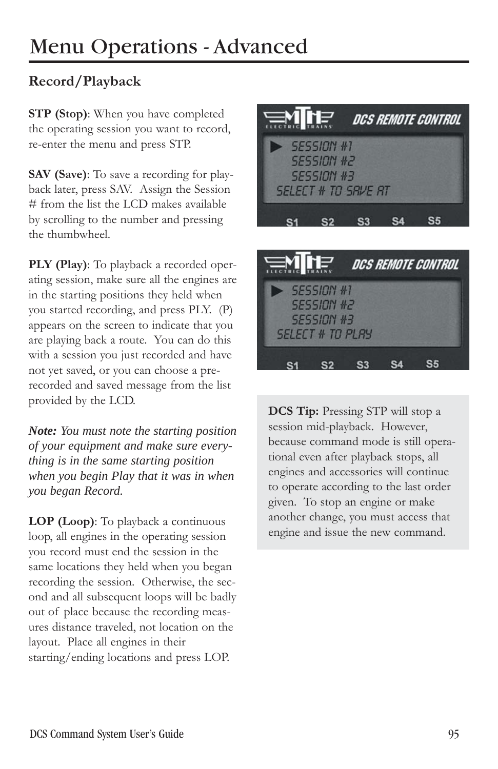# Menu Operations - Advanced

## Record/Playback

**STP (Stop)**: When you have completed the operating session you want to record, re-enter the menu and press STP.

**SAV (Save)**: To save a recording for playback later, press SAV. Assign the Session # from the list the LCD makes available by scrolling to the number and pressing the thumbwheel.

**PLY (Play)**: To playback a recorded operating session, make sure all the engines are in the starting positions they held when you started recording, and press PLY. (P) appears on the screen to indicate that you are playing back a route. You can do this with a session you just recorded and have not yet saved, or you can choose a prerecorded and saved message from the list provided by the LCD.

***Note:*** *You must note the starting position of your equipment and make sure everything is in the same starting position when you begin Play that it was in when you began Record.*

**LOP (Loop)**: To playback a continuous loop, all engines in the operating session you record must end the session in the same locations they held when you began recording the session. Otherwise, the second and all subsequent loops will be badly out of place because the recording measures distance traveled, not location on the layout. Place all engines in their starting/ending locations and press LOP.

**DCS Tip:** Pressing STP will stop a session mid-playback. However, because command mode is still operational even after playback stops, all engines and accessories will continue to operate according to the last order given. To stop an engine or make another change, you must access that engine and issue the new command.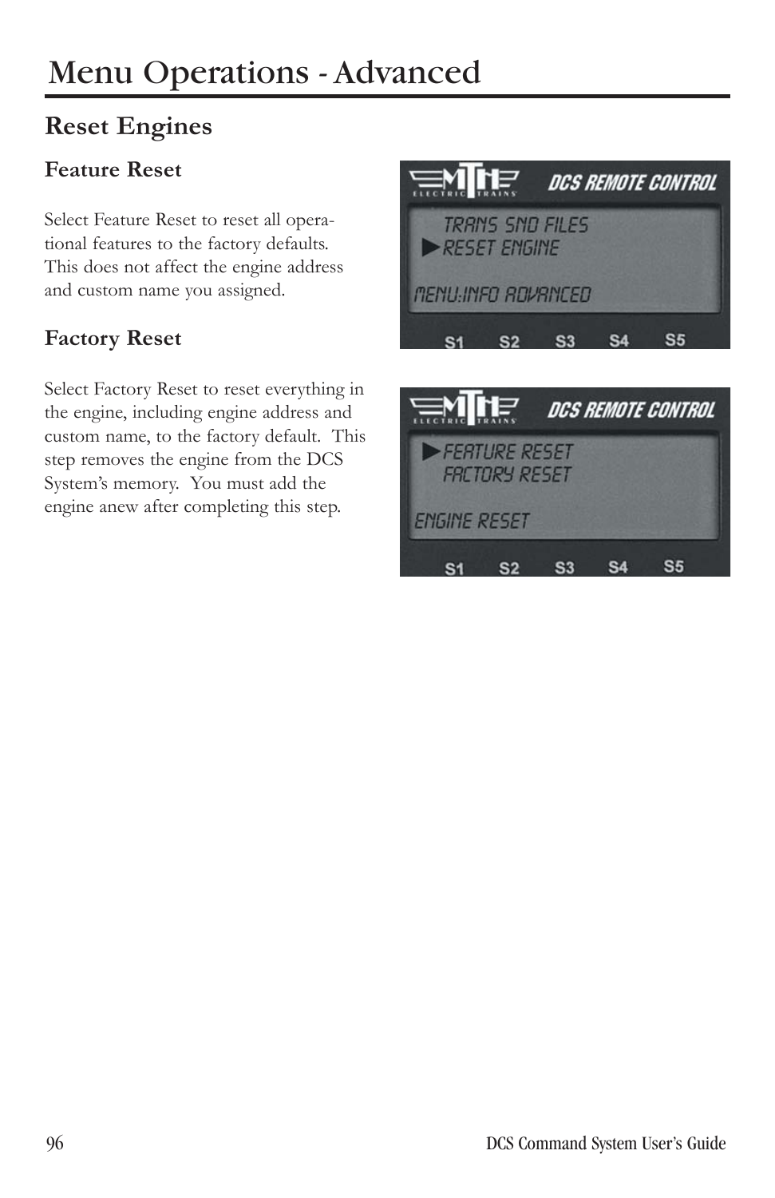# Menu Operations - Advanced

## Reset Engines

### Feature Reset

Select Feature Reset to reset all operational features to the factory defaults. This does not affect the engine address and custom name you assigned.

### Factory Reset

Select Factory Reset to reset everything in the engine, including engine address and custom name, to the factory default. This step removes the engine from the DCS System's memory. You must add the engine anew after completing this step.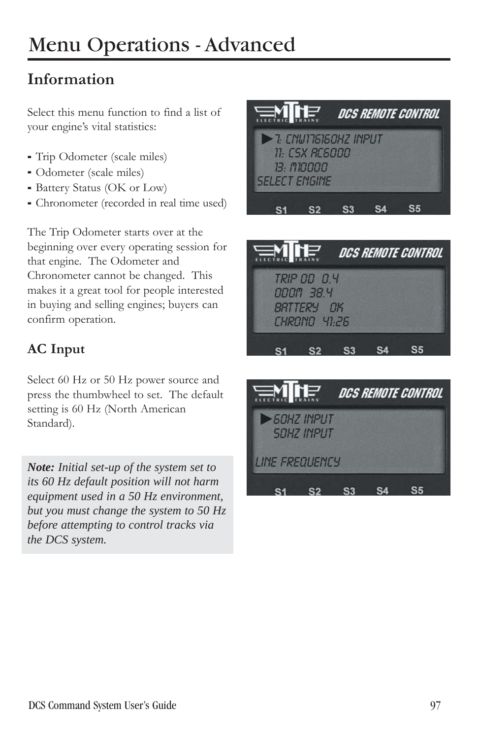# Menu Operations - Advanced

## Information

Select this menu function to find a list of your engine's vital statistics:

- Trip Odometer (scale miles)
- Odometer (scale miles)
- Battery Status (OK or Low)
- Chronometer (recorded in real time used)

The Trip Odometer starts over at the beginning over every operating session for that engine. The Odometer and Chronometer cannot be changed. This makes it a great tool for people interested in buying and selling engines; buyers can confirm operation.

### AC Input

Select 60 Hz or 50 Hz power source and press the thumbwheel to set. The default setting is 60 Hz (North American Standard).

***Note:*** *Initial set-up of the system set to its 60 Hz default position will not harm equipment used in a 50 Hz environment, but you must change the system to 50 Hz before attempting to control tracks via the DCS system.*